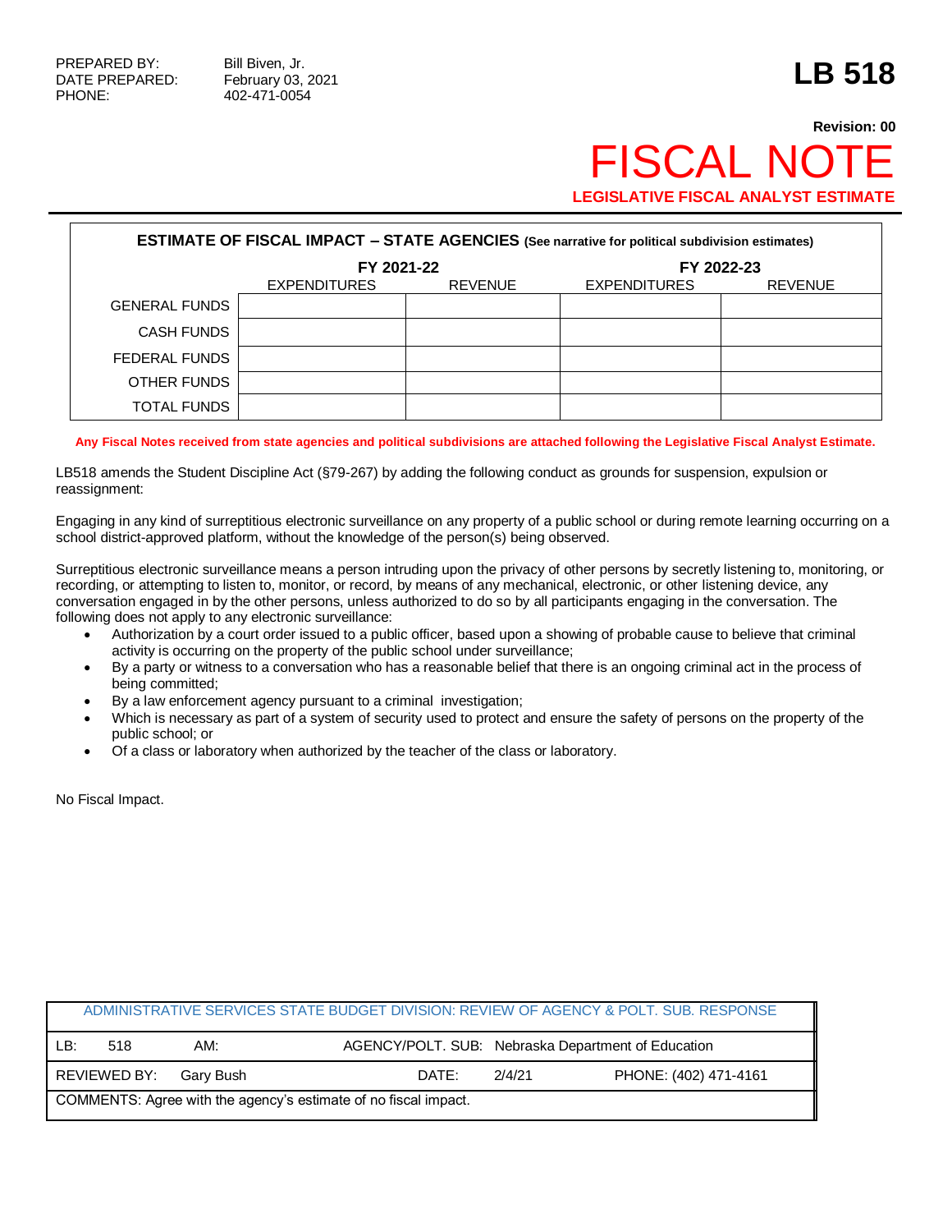PREPARED BY: Bill Biven, Jr.
DATE PREPARED: February 03, 2021
PHONE: 402-471-0054

# LB 518

**Revision: 00**

# FISCAL NOTE

**LEGISLATIVE FISCAL ANALYST ESTIMATE**

**ESTIMATE OF FISCAL IMPACT – STATE AGENCIES** (See narrative for political subdivision estimates)

| | FY 2021-22 | | FY 2022-23 | |
|---|---|---|---|---|
| | EXPENDITURES | REVENUE | EXPENDITURES | REVENUE |
| GENERAL FUNDS | | | | |
| CASH FUNDS | | | | |
| FEDERAL FUNDS | | | | |
| OTHER FUNDS | | | | |
| TOTAL FUNDS | | | | |

**Any Fiscal Notes received from state agencies and political subdivisions are attached following the Legislative Fiscal Analyst Estimate.**

LB518 amends the Student Discipline Act (§79-267) by adding the following conduct as grounds for suspension, expulsion or reassignment:

Engaging in any kind of surreptitious electronic surveillance on any property of a public school or during remote learning occurring on a school district-approved platform, without the knowledge of the person(s) being observed.

Surreptitious electronic surveillance means a person intruding upon the privacy of other persons by secretly listening to, monitoring, or recording, or attempting to listen to, monitor, or record, by means of any mechanical, electronic, or other listening device, any conversation engaged in by the other persons, unless authorized to do so by all participants engaging in the conversation. The following does not apply to any electronic surveillance:

- Authorization by a court order issued to a public officer, based upon a showing of probable cause to believe that criminal activity is occurring on the property of the public school under surveillance;
- By a party or witness to a conversation who has a reasonable belief that there is an ongoing criminal act in the process of being committed;
- By a law enforcement agency pursuant to a criminal investigation;
- Which is necessary as part of a system of security used to protect and ensure the safety of persons on the property of the public school; or
- Of a class or laboratory when authorized by the teacher of the class or laboratory.

No Fiscal Impact.

| ADMINISTRATIVE SERVICES STATE BUDGET DIVISION: REVIEW OF AGENCY & POLT. SUB. RESPONSE | | | |
|---|---|---|---|
| LB: 518 | AM: | AGENCY/POLT. SUB: Nebraska Department of Education | |
| REVIEWED BY: Gary Bush | DATE: 2/4/21 | | PHONE: (402) 471-4161 |
| COMMENTS: Agree with the agency's estimate of no fiscal impact. | | | |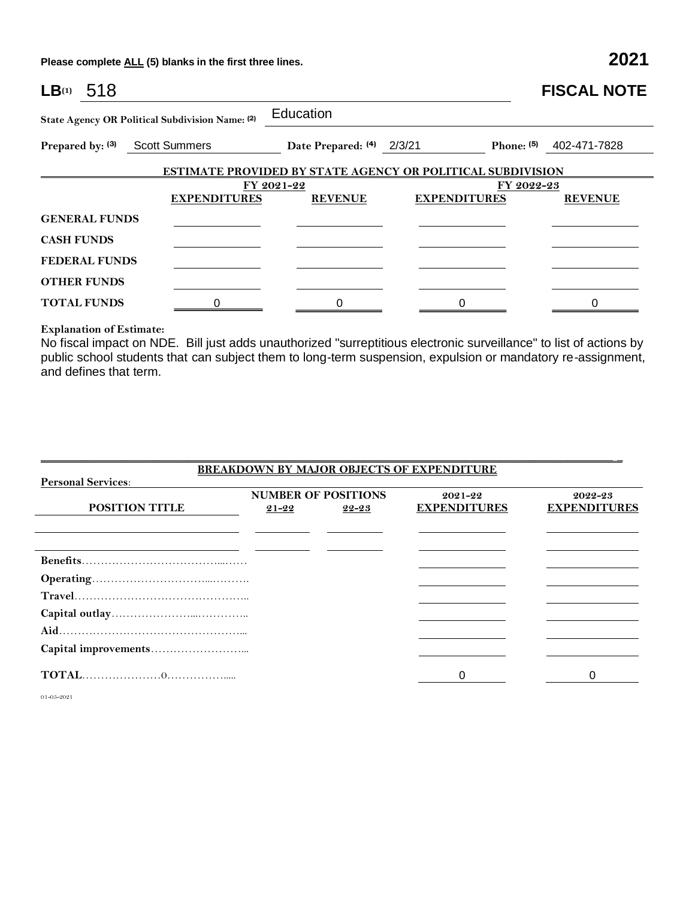Please complete **ALL** (5) blanks in the first three lines. **2021**

**LB(1)** 518 **FISCAL NOTE**

**State Agency OR Political Subdivision Name: (2)** Education

**Prepared by: (3)** Scott Summers **Date Prepared: (4)** 2/3/21 **Phone: (5)** 402-471-7828

## ESTIMATE PROVIDED BY STATE AGENCY OR POLITICAL SUBDIVISION

| | FY 2021-22 | | FY 2022-23 | |
|---|---|---|---|---|
| | **EXPENDITURES** | **REVENUE** | **EXPENDITURES** | **REVENUE** |
| **GENERAL FUNDS** | | | | |
| **CASH FUNDS** | | | | |
| **FEDERAL FUNDS** | | | | |
| **OTHER FUNDS** | | | | |
| **TOTAL FUNDS** | 0 | 0 | 0 | 0 |

**Explanation of Estimate:**

No fiscal impact on NDE. Bill just adds unauthorized "surreptitious electronic surveillance" to list of actions by public school students that can subject them to long-term suspension, expulsion or mandatory re-assignment, and defines that term.

## BREAKDOWN BY MAJOR OBJECTS OF EXPENDITURE

**Personal Services:**

| POSITION TITLE | NUMBER OF POSITIONS 21-22 | NUMBER OF POSITIONS 22-23 | 2021-22 EXPENDITURES | 2022-23 EXPENDITURES |
|---|---|---|---|---|
| | | | | |
| | | | | |
| **Benefits** | | | | |
| **Operating** | | | | |
| **Travel** | | | | |
| **Capital outlay** | | | | |
| **Aid** | | | | |
| **Capital improvements** | | | | |
| **TOTAL** | | | 0 | 0 |

01-05-2021